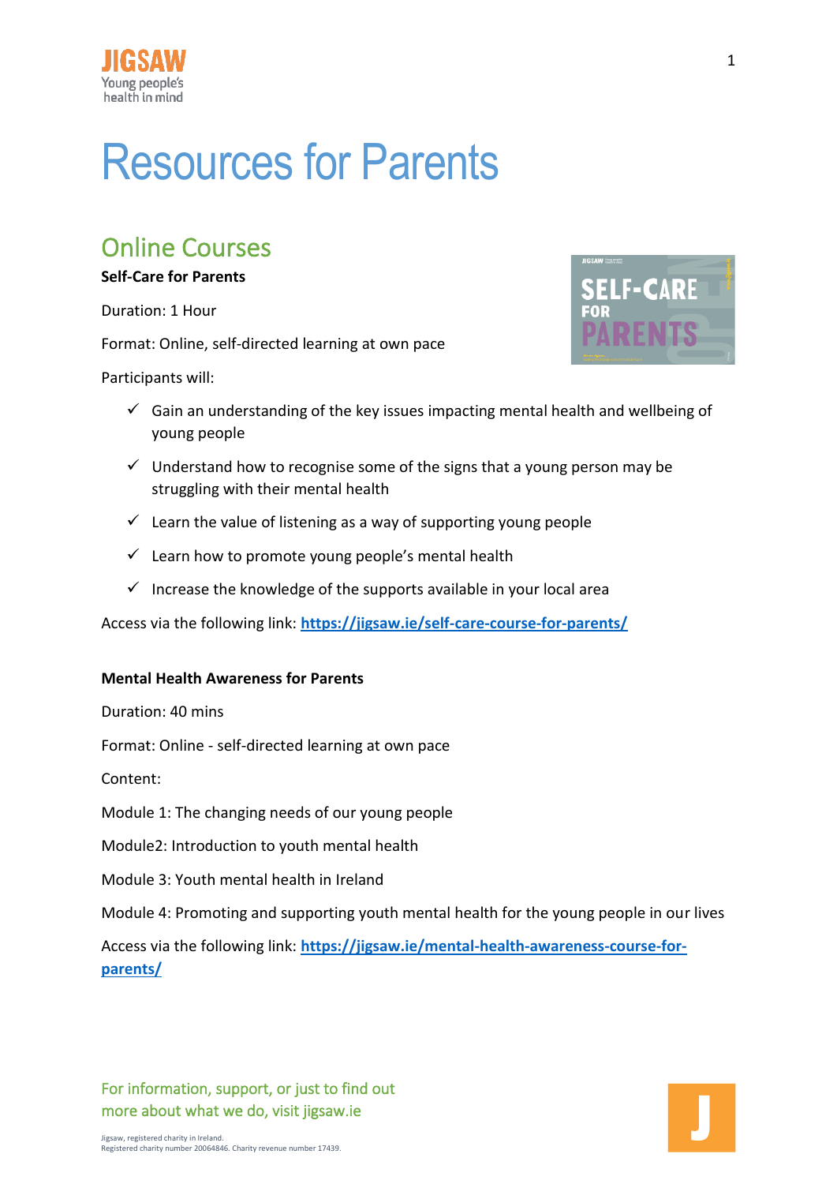# Resources for Parents

## Online Courses

**Self-Care for Parents**

Duration: 1 Hour

Format: Online, self-directed learning at own pace

Participants will:

- ✓ Gain an understanding of the key issues impacting mental health and wellbeing of young people
- ✓ Understand how to recognise some of the signs that a young person may be struggling with their mental health
- ✓ Learn the value of listening as a way of supporting young people
- ✓ Learn how to promote young people's mental health
- ✓ Increase the knowledge of the supports available in your local area

Access via the following link: **https://jigsaw.ie/self-care-course-for-parents/**

**Mental Health Awareness for Parents**

Duration: 40 mins

Format: Online - self-directed learning at own pace

Content:

Module 1: The changing needs of our young people

Module2: Introduction to youth mental health

Module 3: Youth mental health in Ireland

Module 4: Promoting and supporting youth mental health for the young people in our lives

Access via the following link: **https://jigsaw.ie/mental-health-awareness-course-for-parents/**

For information, support, or just to find out more about what we do, visit jigsaw.ie

Jigsaw, registered charity in Ireland.
Registered charity number 20064846. Charity revenue number 17439.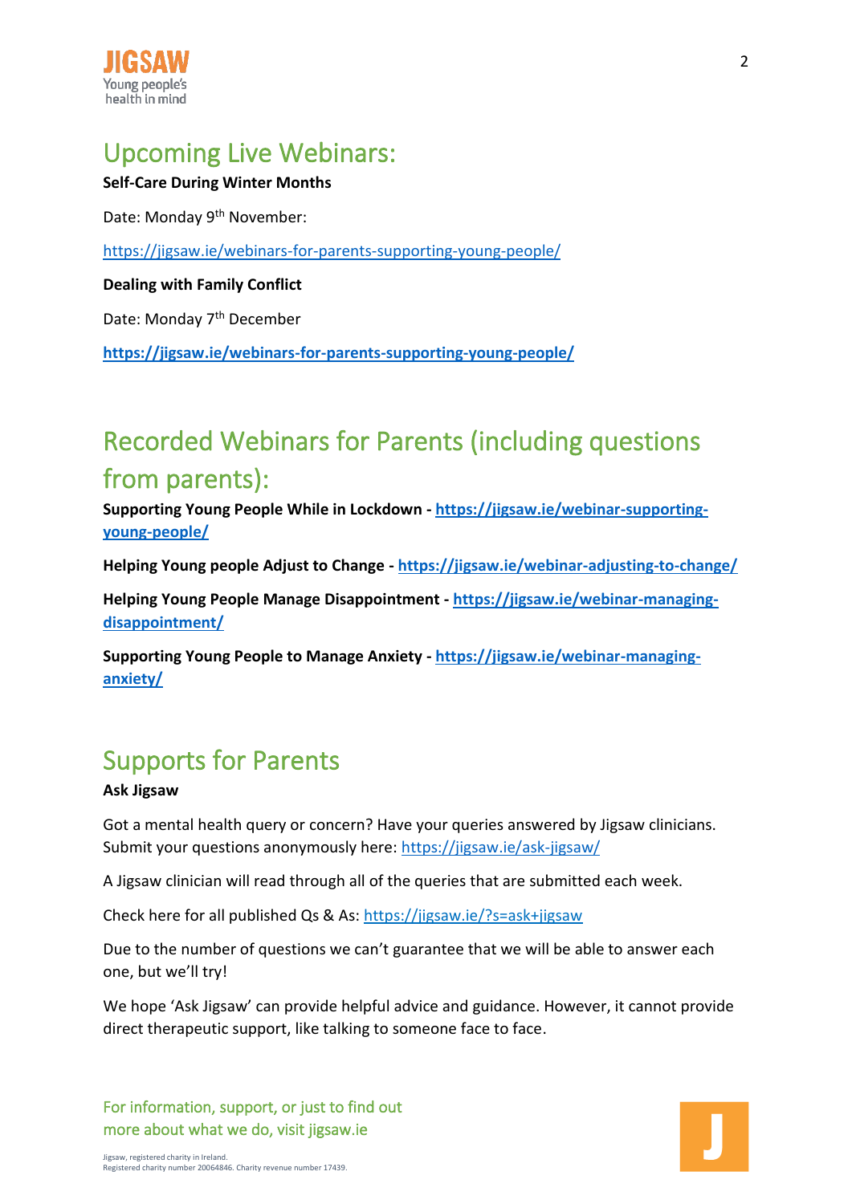## Upcoming Live Webinars:

**Self-Care During Winter Months**

Date: Monday 9th November:

https://jigsaw.ie/webinars-for-parents-supporting-young-people/

**Dealing with Family Conflict**

Date: Monday 7th December

**https://jigsaw.ie/webinars-for-parents-supporting-young-people/**

## Recorded Webinars for Parents (including questions from parents):

**Supporting Young People While in Lockdown - https://jigsaw.ie/webinar-supporting-young-people/**

**Helping Young people Adjust to Change - https://jigsaw.ie/webinar-adjusting-to-change/**

**Helping Young People Manage Disappointment - https://jigsaw.ie/webinar-managing-disappointment/**

**Supporting Young People to Manage Anxiety - https://jigsaw.ie/webinar-managing-anxiety/**

## Supports for Parents

**Ask Jigsaw**

Got a mental health query or concern? Have your queries answered by Jigsaw clinicians. Submit your questions anonymously here: https://jigsaw.ie/ask-jigsaw/

A Jigsaw clinician will read through all of the queries that are submitted each week.

Check here for all published Qs & As: https://jigsaw.ie/?s=ask+jigsaw

Due to the number of questions we can't guarantee that we will be able to answer each one, but we'll try!

We hope 'Ask Jigsaw' can provide helpful advice and guidance. However, it cannot provide direct therapeutic support, like talking to someone face to face.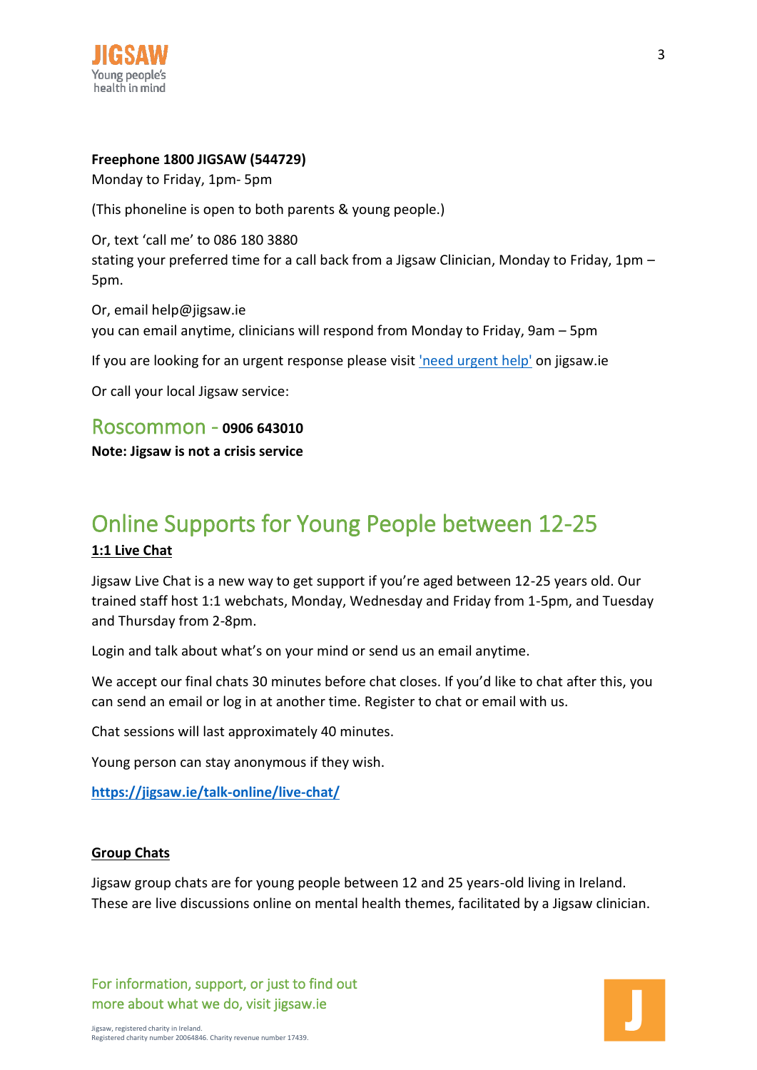**Freephone 1800 JIGSAW (544729)**
Monday to Friday, 1pm- 5pm

(This phoneline is open to both parents & young people.)

Or, text 'call me' to 086 180 3880
stating your preferred time for a call back from a Jigsaw Clinician, Monday to Friday, 1pm – 5pm.

Or, email help@jigsaw.ie
you can email anytime, clinicians will respond from Monday to Friday, 9am – 5pm

If you are looking for an urgent response please visit ['need urgent help'] on jigsaw.ie

Or call your local Jigsaw service:

## Roscommon - **0906 643010**

**Note: Jigsaw is not a crisis service**

# Online Supports for Young People between 12-25

**1:1 Live Chat**

Jigsaw Live Chat is a new way to get support if you're aged between 12-25 years old. Our trained staff host 1:1 webchats, Monday, Wednesday and Friday from 1-5pm, and Tuesday and Thursday from 2-8pm.

Login and talk about what's on your mind or send us an email anytime.

We accept our final chats 30 minutes before chat closes. If you'd like to chat after this, you can send an email or log in at another time. Register to chat or email with us.

Chat sessions will last approximately 40 minutes.

Young person can stay anonymous if they wish.

**https://jigsaw.ie/talk-online/live-chat/**

**Group Chats**

Jigsaw group chats are for young people between 12 and 25 years-old living in Ireland. These are live discussions online on mental health themes, facilitated by a Jigsaw clinician.

For information, support, or just to find out more about what we do, visit jigsaw.ie

Jigsaw, registered charity in Ireland.
Registered charity number 20064846. Charity revenue number 17439.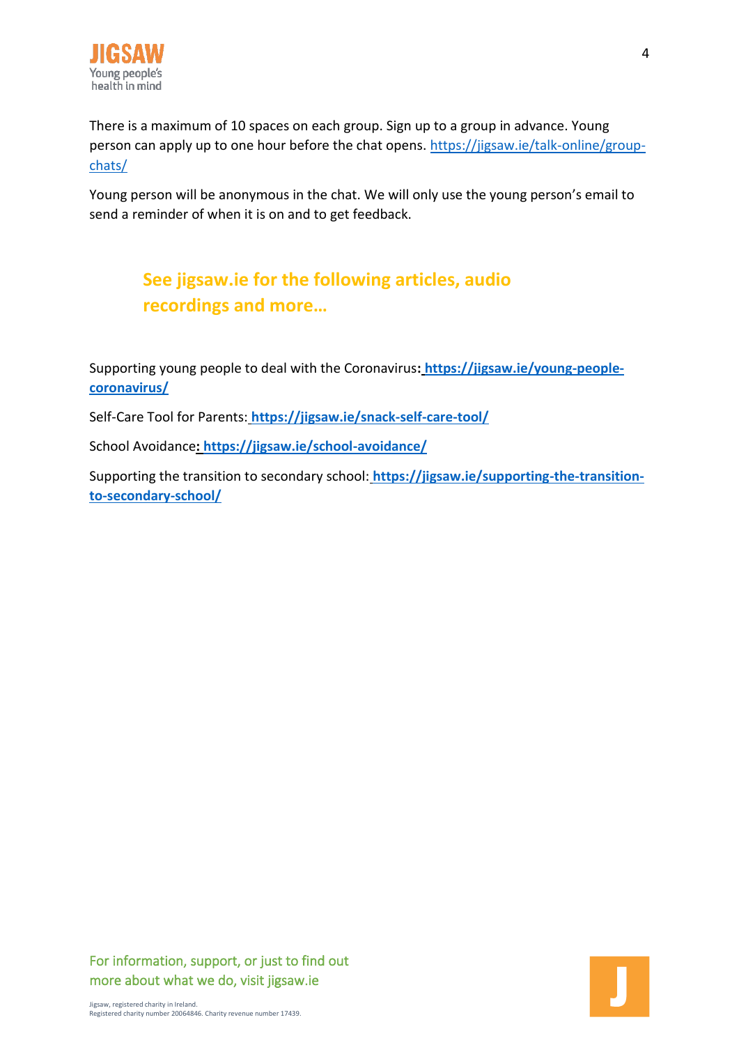There is a maximum of 10 spaces on each group. Sign up to a group in advance. Young person can apply up to one hour before the chat opens. https://jigsaw.ie/talk-online/group-chats/

Young person will be anonymous in the chat. We will only use the young person's email to send a reminder of when it is on and to get feedback.

## See jigsaw.ie for the following articles, audio recordings and more…

Supporting young people to deal with the Coronavirus: **https://jigsaw.ie/young-people-coronavirus/**

Self-Care Tool for Parents: **https://jigsaw.ie/snack-self-care-tool/**

School Avoidance: **https://jigsaw.ie/school-avoidance/**

Supporting the transition to secondary school: **https://jigsaw.ie/supporting-the-transition-to-secondary-school/**